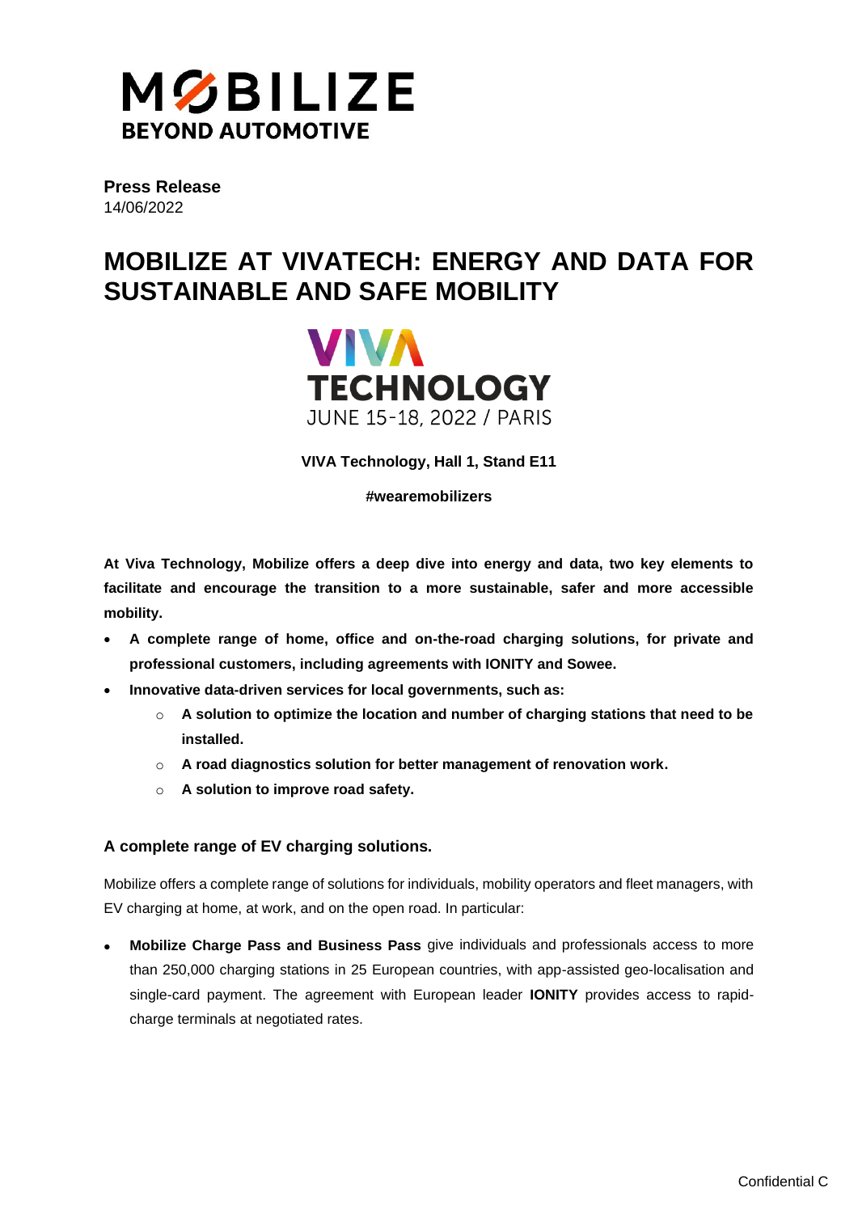MOBILIZE
BEYOND AUTOMOTIVE

**Press Release**
14/06/2022

# MOBILIZE AT VIVATECH: ENERGY AND DATA FOR SUSTAINABLE AND SAFE MOBILITY

VIVA TECHNOLOGY
JUNE 15-18, 2022 / PARIS

**VIVA Technology, Hall 1, Stand E11**

**#wearemobilizers**

**At Viva Technology, Mobilize offers a deep dive into energy and data, two key elements to facilitate and encourage the transition to a more sustainable, safer and more accessible mobility.**

- **A complete range of home, office and on-the-road charging solutions, for private and professional customers, including agreements with IONITY and Sowee.**
- **Innovative data-driven services for local governments, such as:**
    - **A solution to optimize the location and number of charging stations that need to be installed.**
    - **A road diagnostics solution for better management of renovation work.**
    - **A solution to improve road safety.**

### A complete range of EV charging solutions.

Mobilize offers a complete range of solutions for individuals, mobility operators and fleet managers, with EV charging at home, at work, and on the open road. In particular:

- **Mobilize Charge Pass and Business Pass** give individuals and professionals access to more than 250,000 charging stations in 25 European countries, with app-assisted geo-localisation and single-card payment. The agreement with European leader **IONITY** provides access to rapid-charge terminals at negotiated rates.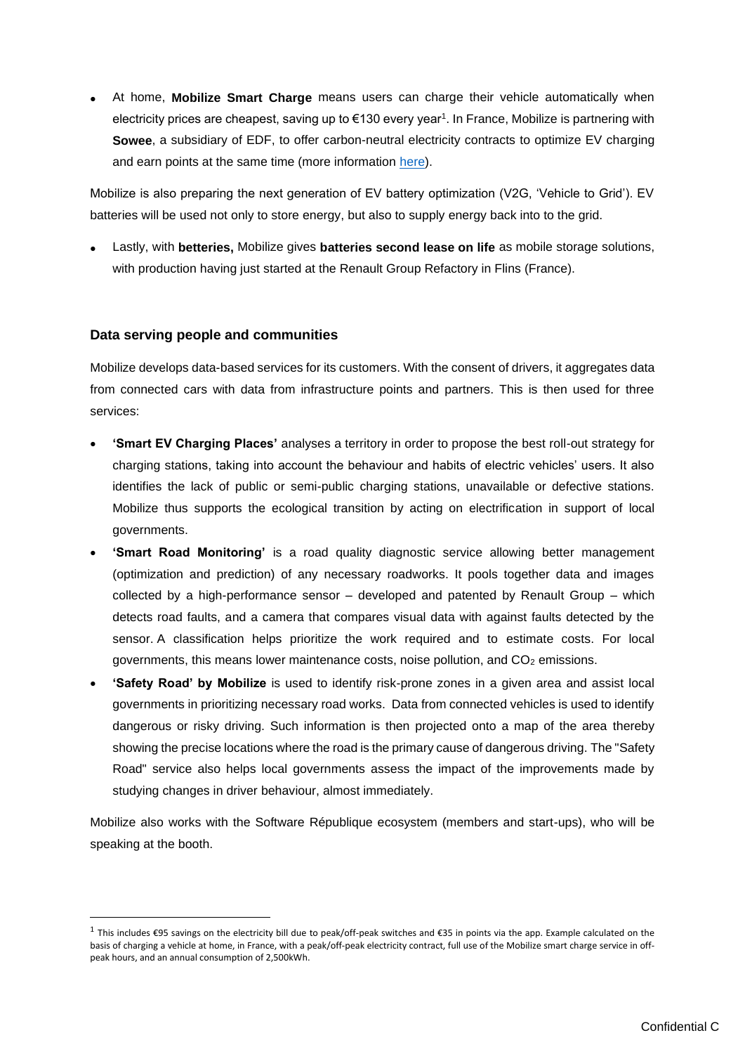- At home, **Mobilize Smart Charge** means users can charge their vehicle automatically when electricity prices are cheapest, saving up to €130 every year[1]. In France, Mobilize is partnering with **Sowee**, a subsidiary of EDF, to offer carbon-neutral electricity contracts to optimize EV charging and earn points at the same time (more information here).

Mobilize is also preparing the next generation of EV battery optimization (V2G, 'Vehicle to Grid'). EV batteries will be used not only to store energy, but also to supply energy back into to the grid.

- Lastly, with **betteries,** Mobilize gives **batteries second lease on life** as mobile storage solutions, with production having just started at the Renault Group Refactory in Flins (France).

### Data serving people and communities

Mobilize develops data-based services for its customers. With the consent of drivers, it aggregates data from connected cars with data from infrastructure points and partners. This is then used for three services:

- **'Smart EV Charging Places'** analyses a territory in order to propose the best roll-out strategy for charging stations, taking into account the behaviour and habits of electric vehicles' users. It also identifies the lack of public or semi-public charging stations, unavailable or defective stations. Mobilize thus supports the ecological transition by acting on electrification in support of local governments.
- **'Smart Road Monitoring'** is a road quality diagnostic service allowing better management (optimization and prediction) of any necessary roadworks. It pools together data and images collected by a high-performance sensor – developed and patented by Renault Group – which detects road faults, and a camera that compares visual data with against faults detected by the sensor. A classification helps prioritize the work required and to estimate costs. For local governments, this means lower maintenance costs, noise pollution, and $CO_2$ emissions.
- **'Safety Road' by Mobilize** is used to identify risk-prone zones in a given area and assist local governments in prioritizing necessary road works. Data from connected vehicles is used to identify dangerous or risky driving. Such information is then projected onto a map of the area thereby showing the precise locations where the road is the primary cause of dangerous driving. The "Safety Road" service also helps local governments assess the impact of the improvements made by studying changes in driver behaviour, almost immediately.

Mobilize also works with the Software République ecosystem (members and start-ups), who will be speaking at the booth.

---

[1] This includes €95 savings on the electricity bill due to peak/off-peak switches and €35 in points via the app. Example calculated on the basis of charging a vehicle at home, in France, with a peak/off-peak electricity contract, full use of the Mobilize smart charge service in off-peak hours, and an annual consumption of 2,500kWh.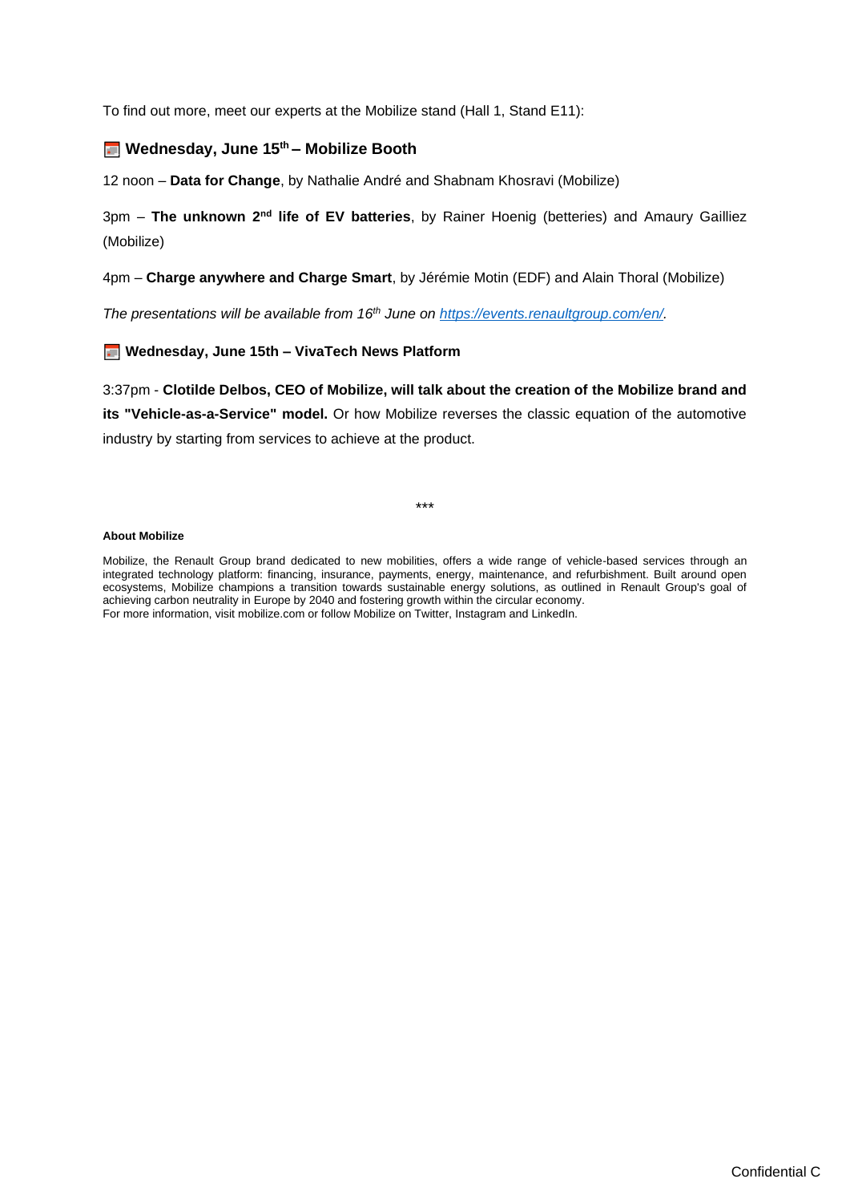To find out more, meet our experts at the Mobilize stand (Hall 1, Stand E11):

### 📅 Wednesday, June 15th – Mobilize Booth

12 noon – **Data for Change**, by Nathalie André and Shabnam Khosravi (Mobilize)

3pm – **The unknown 2nd life of EV batteries**, by Rainer Hoenig (betteries) and Amaury Gailliez (Mobilize)

4pm – **Charge anywhere and Charge Smart**, by Jérémie Motin (EDF) and Alain Thoral (Mobilize)

*The presentations will be available from 16th June on [https://events.renaultgroup.com/en/](https://events.renaultgroup.com/en/).*

### 📅 Wednesday, June 15th – VivaTech News Platform

3:37pm - **Clotilde Delbos, CEO of Mobilize, will talk about the creation of the Mobilize brand and its "Vehicle-as-a-Service" model.** Or how Mobilize reverses the classic equation of the automotive industry by starting from services to achieve at the product.

***

**About Mobilize**

Mobilize, the Renault Group brand dedicated to new mobilities, offers a wide range of vehicle-based services through an integrated technology platform: financing, insurance, payments, energy, maintenance, and refurbishment. Built around open ecosystems, Mobilize champions a transition towards sustainable energy solutions, as outlined in Renault Group's goal of achieving carbon neutrality in Europe by 2040 and fostering growth within the circular economy.
For more information, visit mobilize.com or follow Mobilize on Twitter, Instagram and LinkedIn.

Confidential C